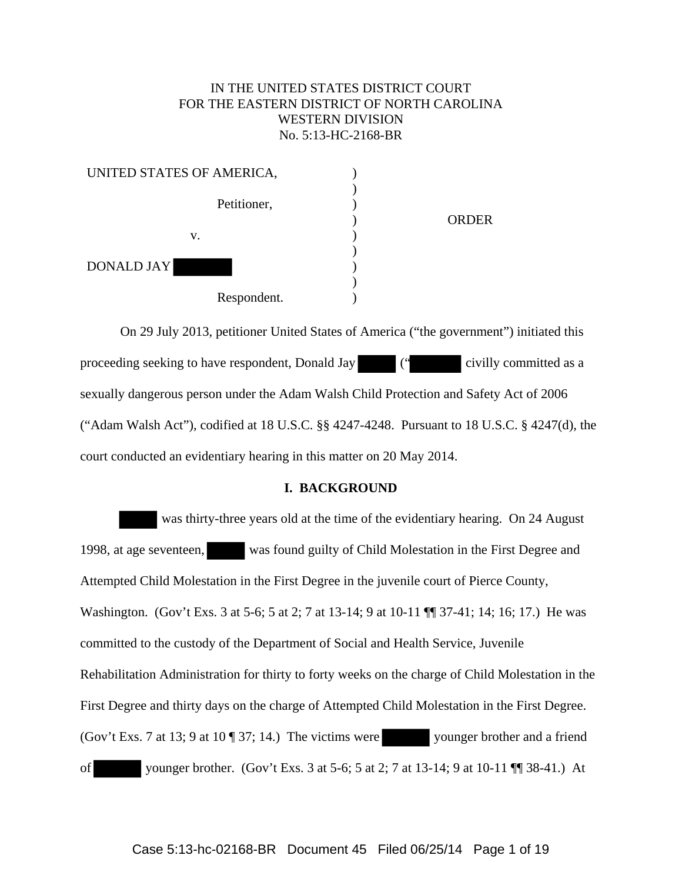IN THE UNITED STATES DISTRICT COURT
FOR THE EASTERN DISTRICT OF NORTH CAROLINA
WESTERN DIVISION
No. 5:13-HC-2168-BR

| | | |
|---|---|---|
| UNITED STATES OF AMERICA, | ) | |
| Petitioner, | ) | |
| | ) | ORDER |
| v. | ) | |
| DONALD JAY ██████ | ) | |
| Respondent. | ) | |

On 29 July 2013, petitioner United States of America ("the government") initiated this proceeding seeking to have respondent, Donald Jay ██████ ("██████ civilly committed as a sexually dangerous person under the Adam Walsh Child Protection and Safety Act of 2006 ("Adam Walsh Act"), codified at 18 U.S.C. §§ 4247-4248. Pursuant to 18 U.S.C. § 4247(d), the court conducted an evidentiary hearing in this matter on 20 May 2014.

**I. BACKGROUND**

██████ was thirty-three years old at the time of the evidentiary hearing. On 24 August 1998, at age seventeen, ██████ was found guilty of Child Molestation in the First Degree and Attempted Child Molestation in the First Degree in the juvenile court of Pierce County, Washington. (Gov't Exs. 3 at 5-6; 5 at 2; 7 at 13-14; 9 at 10-11 ¶¶ 37-41; 14; 16; 17.) He was committed to the custody of the Department of Social and Health Service, Juvenile Rehabilitation Administration for thirty to forty weeks on the charge of Child Molestation in the First Degree and thirty days on the charge of Attempted Child Molestation in the First Degree. (Gov't Exs. 7 at 13; 9 at 10 ¶ 37; 14.) The victims were ██████ younger brother and a friend of ██████ younger brother. (Gov't Exs. 3 at 5-6; 5 at 2; 7 at 13-14; 9 at 10-11 ¶¶ 38-41.) At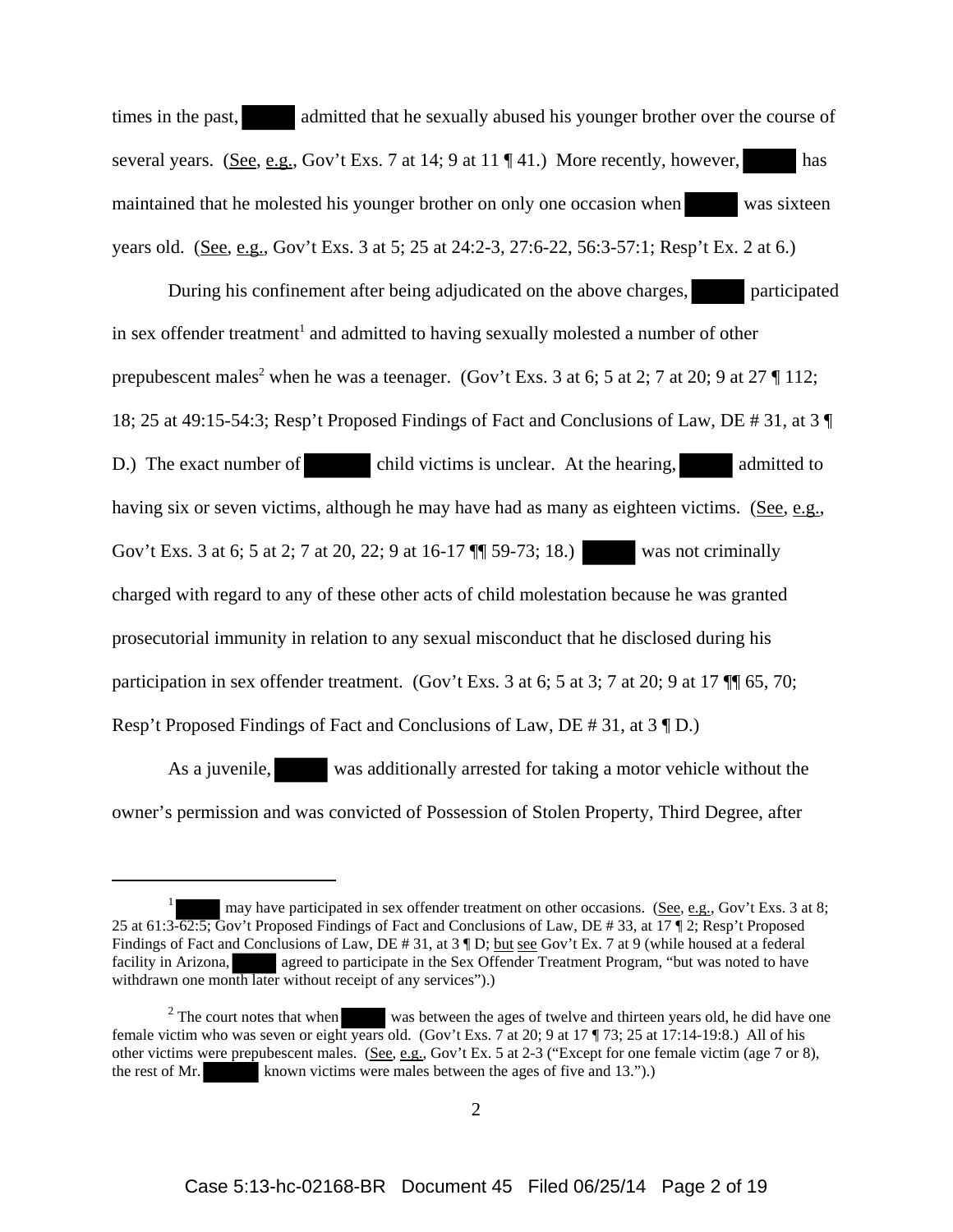times in the past, ██████ admitted that he sexually abused his younger brother over the course of several years. (See, e.g., Gov't Exs. 7 at 14; 9 at 11 ¶ 41.) More recently, however, ██████ has maintained that he molested his younger brother on only one occasion when ██████ was sixteen years old. (See, e.g., Gov't Exs. 3 at 5; 25 at 24:2-3, 27:6-22, 56:3-57:1; Resp't Ex. 2 at 6.)

During his confinement after being adjudicated on the above charges, ██████ participated in sex offender treatment[1] and admitted to having sexually molested a number of other prepubescent males[2] when he was a teenager. (Gov't Exs. 3 at 6; 5 at 2; 7 at 20; 9 at 27 ¶ 112; 18; 25 at 49:15-54:3; Resp't Proposed Findings of Fact and Conclusions of Law, DE # 31, at 3 ¶ D.) The exact number of ██████ child victims is unclear. At the hearing, ██████ admitted to having six or seven victims, although he may have had as many as eighteen victims. (See, e.g., Gov't Exs. 3 at 6; 5 at 2; 7 at 20, 22; 9 at 16-17 ¶¶ 59-73; 18.) ██████ was not criminally charged with regard to any of these other acts of child molestation because he was granted prosecutorial immunity in relation to any sexual misconduct that he disclosed during his participation in sex offender treatment. (Gov't Exs. 3 at 6; 5 at 3; 7 at 20; 9 at 17 ¶¶ 65, 70; Resp't Proposed Findings of Fact and Conclusions of Law, DE # 31, at 3 ¶ D.)

As a juvenile, ██████ was additionally arrested for taking a motor vehicle without the owner's permission and was convicted of Possession of Stolen Property, Third Degree, after

---

[1] ██████ may have participated in sex offender treatment on other occasions. (See, e.g., Gov't Exs. 3 at 8; 25 at 61:3-62:5; Gov't Proposed Findings of Fact and Conclusions of Law, DE # 33, at 17 ¶ 2; Resp't Proposed Findings of Fact and Conclusions of Law, DE # 31, at 3 ¶ D; but see Gov't Ex. 7 at 9 (while housed at a federal facility in Arizona, ██████ agreed to participate in the Sex Offender Treatment Program, "but was noted to have withdrawn one month later without receipt of any services").)

[2] The court notes that when ██████ was between the ages of twelve and thirteen years old, he did have one female victim who was seven or eight years old. (Gov't Exs. 7 at 20; 9 at 17 ¶ 73; 25 at 17:14-19:8.) All of his other victims were prepubescent males. (See, e.g., Gov't Ex. 5 at 2-3 ("Except for one female victim (age 7 or 8), the rest of Mr. ██████ known victims were males between the ages of five and 13.").)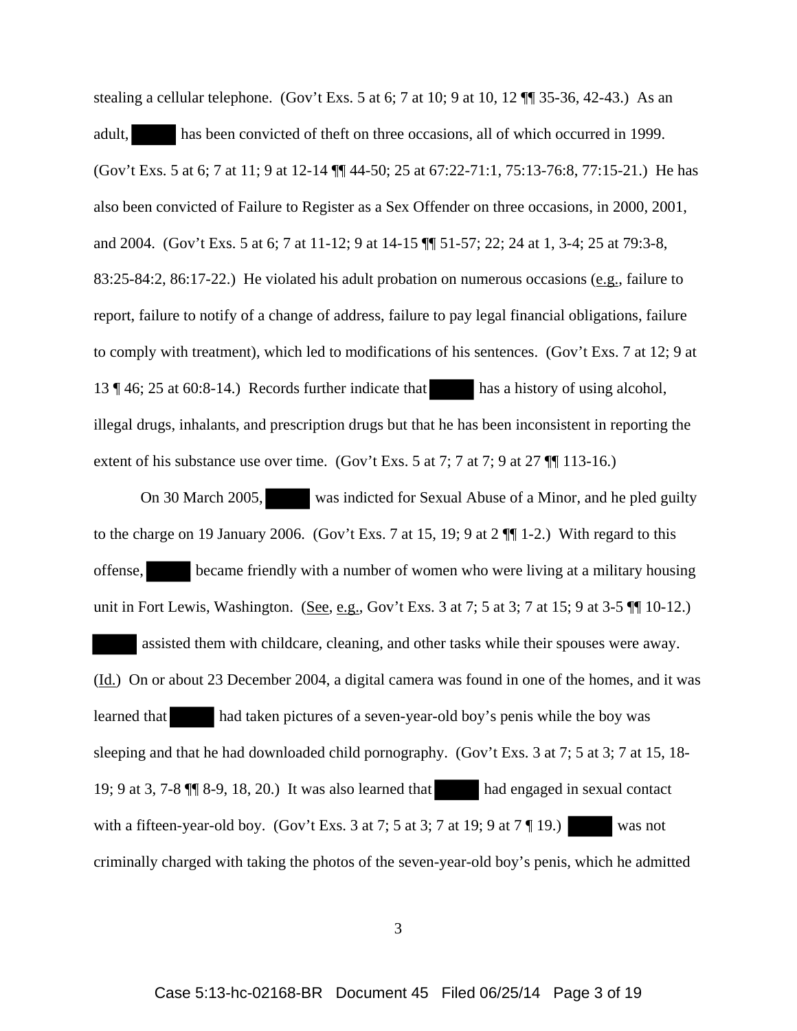stealing a cellular telephone. (Gov't Exs. 5 at 6; 7 at 10; 9 at 10, 12 ¶¶ 35-36, 42-43.) As an adult, ██████ has been convicted of theft on three occasions, all of which occurred in 1999. (Gov't Exs. 5 at 6; 7 at 11; 9 at 12-14 ¶¶ 44-50; 25 at 67:22-71:1, 75:13-76:8, 77:15-21.) He has also been convicted of Failure to Register as a Sex Offender on three occasions, in 2000, 2001, and 2004. (Gov't Exs. 5 at 6; 7 at 11-12; 9 at 14-15 ¶¶ 51-57; 22; 24 at 1, 3-4; 25 at 79:3-8, 83:25-84:2, 86:17-22.) He violated his adult probation on numerous occasions (e.g., failure to report, failure to notify of a change of address, failure to pay legal financial obligations, failure to comply with treatment), which led to modifications of his sentences. (Gov't Exs. 7 at 12; 9 at 13 ¶ 46; 25 at 60:8-14.) Records further indicate that ██████ has a history of using alcohol, illegal drugs, inhalants, and prescription drugs but that he has been inconsistent in reporting the extent of his substance use over time. (Gov't Exs. 5 at 7; 7 at 7; 9 at 27 ¶¶ 113-16.)

On 30 March 2005, ██████ was indicted for Sexual Abuse of a Minor, and he pled guilty to the charge on 19 January 2006. (Gov't Exs. 7 at 15, 19; 9 at 2 ¶¶ 1-2.) With regard to this offense, ██████ became friendly with a number of women who were living at a military housing unit in Fort Lewis, Washington. (See, e.g., Gov't Exs. 3 at 7; 5 at 3; 7 at 15; 9 at 3-5 ¶¶ 10-12.) ██████ assisted them with childcare, cleaning, and other tasks while their spouses were away. (Id.) On or about 23 December 2004, a digital camera was found in one of the homes, and it was learned that ██████ had taken pictures of a seven-year-old boy's penis while the boy was sleeping and that he had downloaded child pornography. (Gov't Exs. 3 at 7; 5 at 3; 7 at 15, 18-19; 9 at 3, 7-8 ¶¶ 8-9, 18, 20.) It was also learned that ██████ had engaged in sexual contact with a fifteen-year-old boy. (Gov't Exs. 3 at 7; 5 at 3; 7 at 19; 9 at 7 ¶ 19.) ██████ was not criminally charged with taking the photos of the seven-year-old boy's penis, which he admitted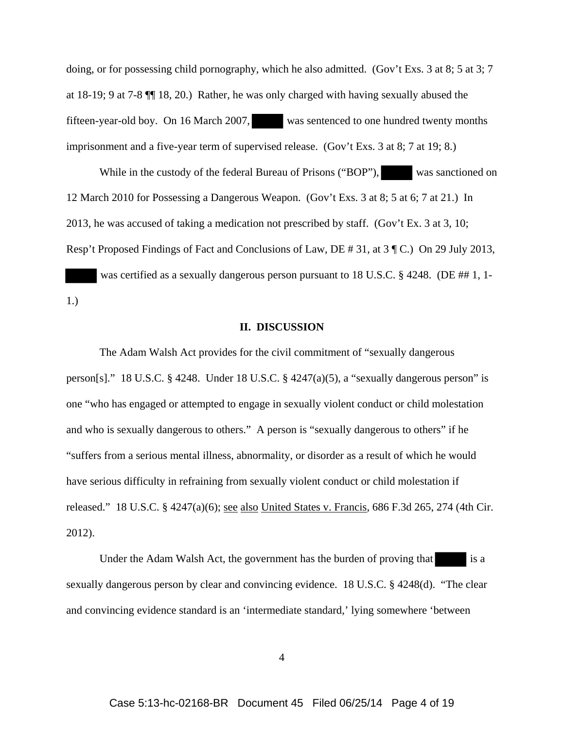doing, or for possessing child pornography, which he also admitted. (Gov't Exs. 3 at 8; 5 at 3; 7 at 18-19; 9 at 7-8 ¶¶ 18, 20.) Rather, he was only charged with having sexually abused the fifteen-year-old boy. On 16 March 2007, ██████ was sentenced to one hundred twenty months imprisonment and a five-year term of supervised release. (Gov't Exs. 3 at 8; 7 at 19; 8.)

While in the custody of the federal Bureau of Prisons ("BOP"), ██████ was sanctioned on 12 March 2010 for Possessing a Dangerous Weapon. (Gov't Exs. 3 at 8; 5 at 6; 7 at 21.) In 2013, he was accused of taking a medication not prescribed by staff. (Gov't Ex. 3 at 3, 10; Resp't Proposed Findings of Fact and Conclusions of Law, DE # 31, at 3 ¶ C.) On 29 July 2013, ██████ was certified as a sexually dangerous person pursuant to 18 U.S.C. § 4248. (DE ## 1, 1-1.)

## II. DISCUSSION

The Adam Walsh Act provides for the civil commitment of "sexually dangerous person[s]." 18 U.S.C. § 4248. Under 18 U.S.C. § 4247(a)(5), a "sexually dangerous person" is one "who has engaged or attempted to engage in sexually violent conduct or child molestation and who is sexually dangerous to others." A person is "sexually dangerous to others" if he "suffers from a serious mental illness, abnormality, or disorder as a result of which he would have serious difficulty in refraining from sexually violent conduct or child molestation if released." 18 U.S.C. § 4247(a)(6); see also United States v. Francis, 686 F.3d 265, 274 (4th Cir. 2012).

Under the Adam Walsh Act, the government has the burden of proving that ██████ is a sexually dangerous person by clear and convincing evidence. 18 U.S.C. § 4248(d). "The clear and convincing evidence standard is an 'intermediate standard,' lying somewhere 'between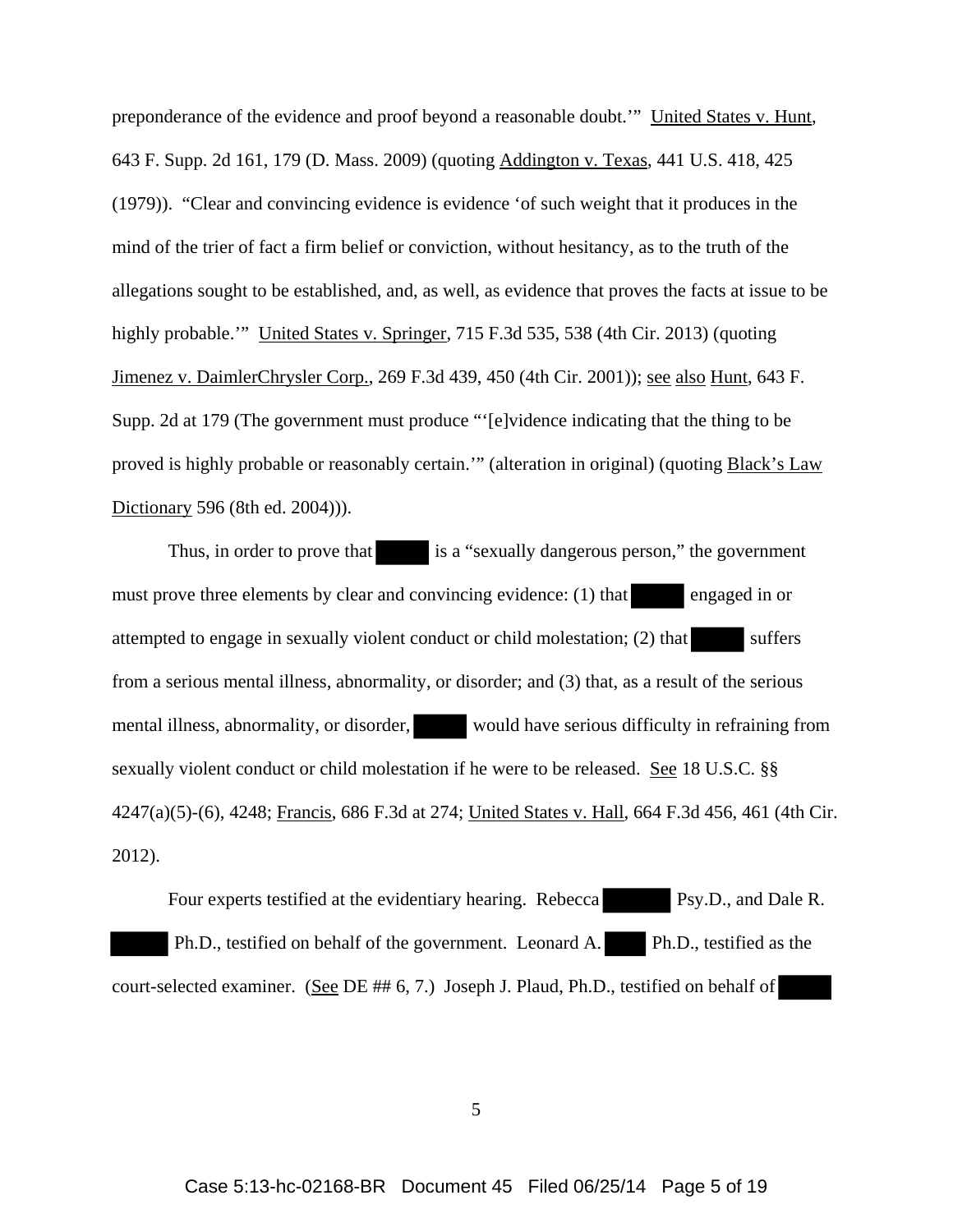preponderance of the evidence and proof beyond a reasonable doubt.'" United States v. Hunt, 643 F. Supp. 2d 161, 179 (D. Mass. 2009) (quoting Addington v. Texas, 441 U.S. 418, 425 (1979)). "Clear and convincing evidence is evidence 'of such weight that it produces in the mind of the trier of fact a firm belief or conviction, without hesitancy, as to the truth of the allegations sought to be established, and, as well, as evidence that proves the facts at issue to be highly probable.'" United States v. Springer, 715 F.3d 535, 538 (4th Cir. 2013) (quoting Jimenez v. DaimlerChrysler Corp., 269 F.3d 439, 450 (4th Cir. 2001)); see also Hunt, 643 F. Supp. 2d at 179 (The government must produce "'[e]vidence indicating that the thing to be proved is highly probable or reasonably certain.'" (alteration in original) (quoting Black's Law Dictionary 596 (8th ed. 2004))).

Thus, in order to prove that ██████ is a "sexually dangerous person," the government must prove three elements by clear and convincing evidence: (1) that ██████ engaged in or attempted to engage in sexually violent conduct or child molestation; (2) that ██████ suffers from a serious mental illness, abnormality, or disorder; and (3) that, as a result of the serious mental illness, abnormality, or disorder, ██████ would have serious difficulty in refraining from sexually violent conduct or child molestation if he were to be released. See 18 U.S.C. §§ 4247(a)(5)-(6), 4248; Francis, 686 F.3d at 274; United States v. Hall, 664 F.3d 456, 461 (4th Cir. 2012).

Four experts testified at the evidentiary hearing. Rebecca ██████ Psy.D., and Dale R. ██████ Ph.D., testified on behalf of the government. Leonard A. ██████ Ph.D., testified as the court-selected examiner. (See DE ## 6, 7.) Joseph J. Plaud, Ph.D., testified on behalf of ██████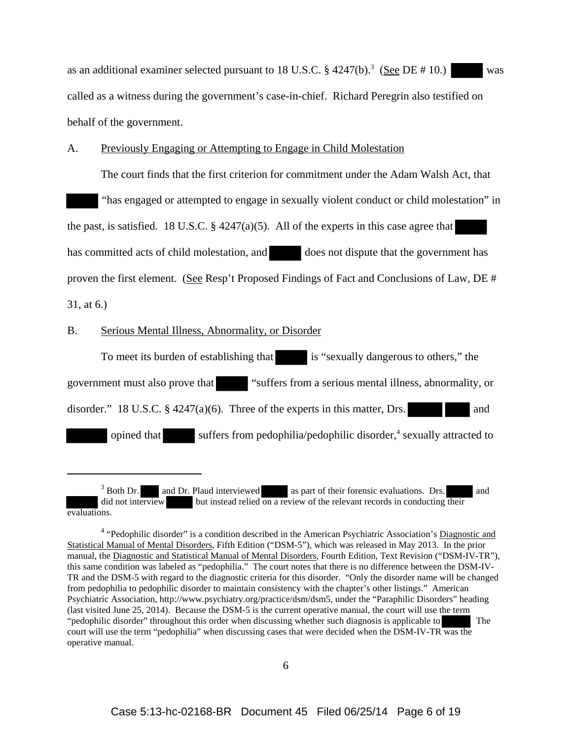as an additional examiner selected pursuant to 18 U.S.C. § 4247(b).[3] (See DE # 10.) ██████ was called as a witness during the government's case-in-chief. Richard Peregrin also testified on behalf of the government.

A. Previously Engaging or Attempting to Engage in Child Molestation

The court finds that the first criterion for commitment under the Adam Walsh Act, that ██████ "has engaged or attempted to engage in sexually violent conduct or child molestation" in the past, is satisfied. 18 U.S.C. § 4247(a)(5). All of the experts in this case agree that ██████ has committed acts of child molestation, and ██████ does not dispute that the government has proven the first element. (See Resp't Proposed Findings of Fact and Conclusions of Law, DE # 31, at 6.)

B. Serious Mental Illness, Abnormality, or Disorder

To meet its burden of establishing that ██████ is "sexually dangerous to others," the government must also prove that ██████ "suffers from a serious mental illness, abnormality, or disorder." 18 U.S.C. § 4247(a)(6). Three of the experts in this matter, Drs. ██████ ████ and ██████ opined that ██████ suffers from pedophilia/pedophilic disorder,[4] sexually attracted to

---

[3] Both Dr. ████ and Dr. Plaud interviewed ██████ as part of their forensic evaluations. Drs. ██████ and ██████ did not interview ██████ but instead relied on a review of the relevant records in conducting their evaluations.

[4] "Pedophilic disorder" is a condition described in the American Psychiatric Association's Diagnostic and Statistical Manual of Mental Disorders, Fifth Edition ("DSM-5"), which was released in May 2013. In the prior manual, the Diagnostic and Statistical Manual of Mental Disorders, Fourth Edition, Text Revision ("DSM-IV-TR"), this same condition was labeled as "pedophilia." The court notes that there is no difference between the DSM-IV-TR and the DSM-5 with regard to the diagnostic criteria for this disorder. "Only the disorder name will be changed from pedophilia to pedophilic disorder to maintain consistency with the chapter's other listings." American Psychiatric Association, http://www.psychiatry.org/practice/dsm/dsm5, under the "Paraphilic Disorders" heading (last visited June 25, 2014). Because the DSM-5 is the current operative manual, the court will use the term "pedophilic disorder" throughout this order when discussing whether such diagnosis is applicable to ██████ The court will use the term "pedophilia" when discussing cases that were decided when the DSM-IV-TR was the operative manual.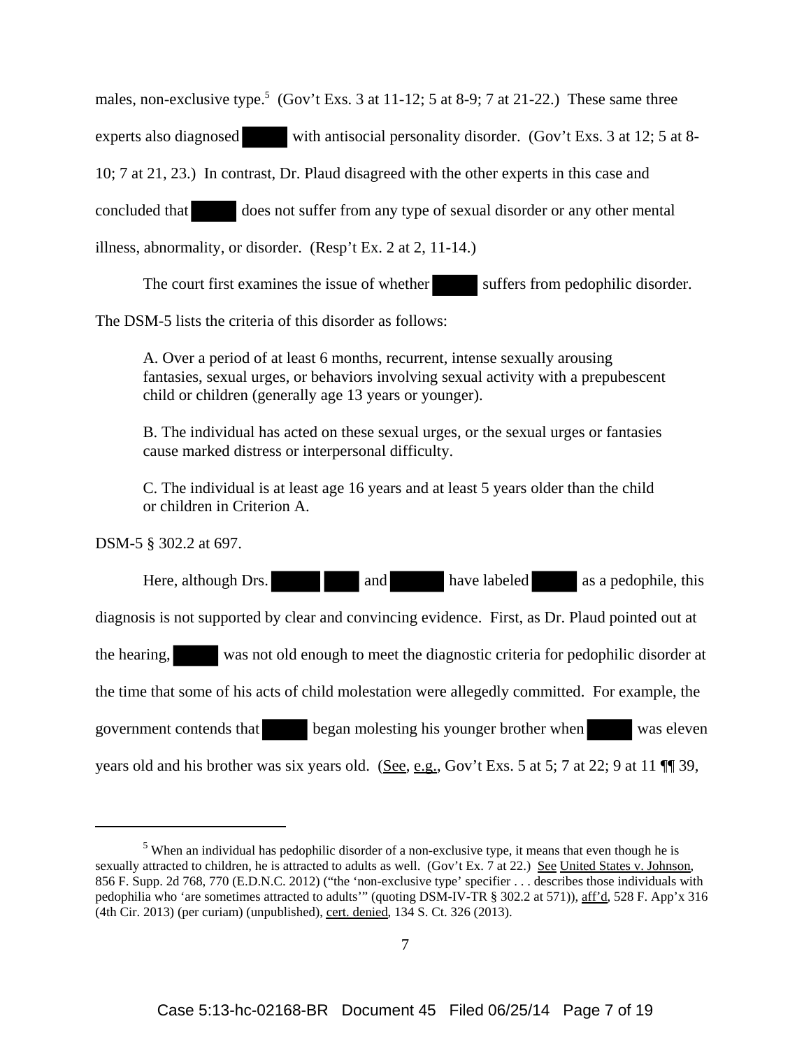males, non-exclusive type.[5] (Gov't Exs. 3 at 11-12; 5 at 8-9; 7 at 21-22.) These same three experts also diagnosed ██████ with antisocial personality disorder. (Gov't Exs. 3 at 12; 5 at 8-10; 7 at 21, 23.) In contrast, Dr. Plaud disagreed with the other experts in this case and concluded that ██████ does not suffer from any type of sexual disorder or any other mental illness, abnormality, or disorder. (Resp't Ex. 2 at 2, 11-14.)

The court first examines the issue of whether ██████ suffers from pedophilic disorder. The DSM-5 lists the criteria of this disorder as follows:

> A. Over a period of at least 6 months, recurrent, intense sexually arousing fantasies, sexual urges, or behaviors involving sexual activity with a prepubescent child or children (generally age 13 years or younger).
>
> B. The individual has acted on these sexual urges, or the sexual urges or fantasies cause marked distress or interpersonal difficulty.
>
> C. The individual is at least age 16 years and at least 5 years older than the child or children in Criterion A.

DSM-5 § 302.2 at 697.

Here, although Drs. ██████ ████ and ██████ have labeled ██████ as a pedophile, this diagnosis is not supported by clear and convincing evidence. First, as Dr. Plaud pointed out at the hearing, ██████ was not old enough to meet the diagnostic criteria for pedophilic disorder at the time that some of his acts of child molestation were allegedly committed. For example, the government contends that ██████ began molesting his younger brother when ██████ was eleven years old and his brother was six years old. (See, e.g., Gov't Exs. 5 at 5; 7 at 22; 9 at 11 ¶¶ 39,

---

[5] When an individual has pedophilic disorder of a non-exclusive type, it means that even though he is sexually attracted to children, he is attracted to adults as well. (Gov't Ex. 7 at 22.) See United States v. Johnson, 856 F. Supp. 2d 768, 770 (E.D.N.C. 2012) ("the 'non-exclusive type' specifier . . . describes those individuals with pedophilia who 'are sometimes attracted to adults'" (quoting DSM-IV-TR § 302.2 at 571)), aff'd, 528 F. App'x 316 (4th Cir. 2013) (per curiam) (unpublished), cert. denied, 134 S. Ct. 326 (2013).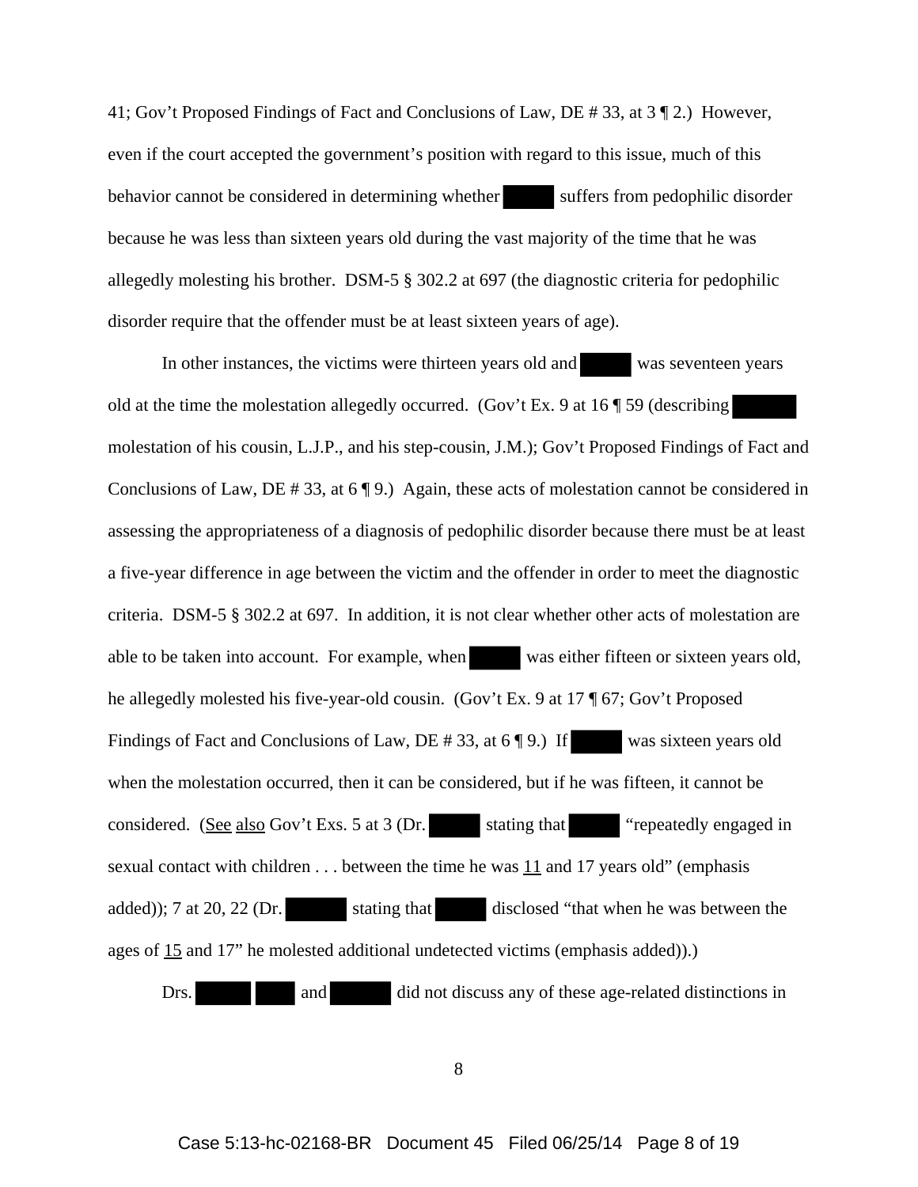41; Gov't Proposed Findings of Fact and Conclusions of Law, DE # 33, at 3 ¶ 2.) However, even if the court accepted the government's position with regard to this issue, much of this behavior cannot be considered in determining whether ██████ suffers from pedophilic disorder because he was less than sixteen years old during the vast majority of the time that he was allegedly molesting his brother. DSM-5 § 302.2 at 697 (the diagnostic criteria for pedophilic disorder require that the offender must be at least sixteen years of age).

In other instances, the victims were thirteen years old and ██████ was seventeen years old at the time the molestation allegedly occurred. (Gov't Ex. 9 at 16 ¶ 59 (describing ██████ molestation of his cousin, L.J.P., and his step-cousin, J.M.); Gov't Proposed Findings of Fact and Conclusions of Law, DE # 33, at 6 ¶ 9.) Again, these acts of molestation cannot be considered in assessing the appropriateness of a diagnosis of pedophilic disorder because there must be at least a five-year difference in age between the victim and the offender in order to meet the diagnostic criteria. DSM-5 § 302.2 at 697. In addition, it is not clear whether other acts of molestation are able to be taken into account. For example, when ██████ was either fifteen or sixteen years old, he allegedly molested his five-year-old cousin. (Gov't Ex. 9 at 17 ¶ 67; Gov't Proposed Findings of Fact and Conclusions of Law, DE # 33, at 6 ¶ 9.) If ██████ was sixteen years old when the molestation occurred, then it can be considered, but if he was fifteen, it cannot be considered. (<u>See</u> <u>also</u> Gov't Exs. 5 at 3 (Dr. ██████ stating that ██████ "repeatedly engaged in sexual contact with children . . . between the time he was <u>11</u> and 17 years old" (emphasis added)); 7 at 20, 22 (Dr. ██████ stating that ██████ disclosed "that when he was between the ages of <u>15</u> and 17" he molested additional undetected victims (emphasis added)).)

Drs. ██████ ██████ and ██████ did not discuss any of these age-related distinctions in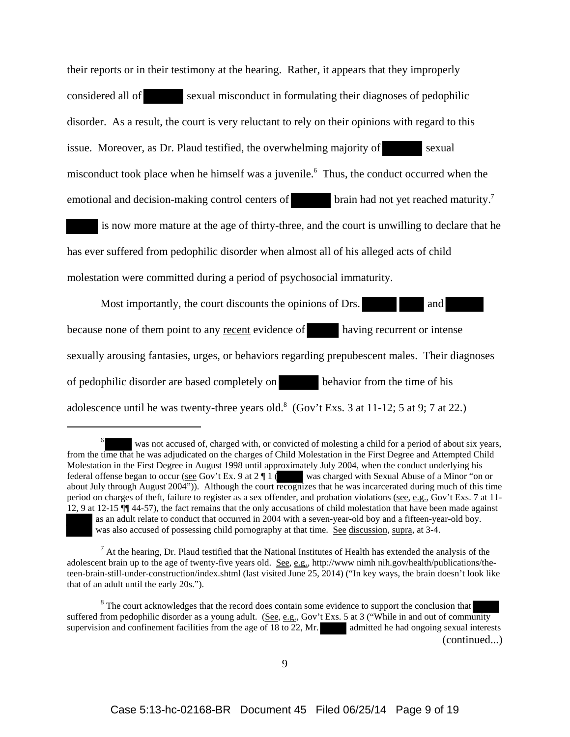their reports or in their testimony at the hearing. Rather, it appears that they improperly considered all of ██████ sexual misconduct in formulating their diagnoses of pedophilic disorder. As a result, the court is very reluctant to rely on their opinions with regard to this issue. Moreover, as Dr. Plaud testified, the overwhelming majority of ██████ sexual misconduct took place when he himself was a juvenile.[6] Thus, the conduct occurred when the emotional and decision-making control centers of ██████ brain had not yet reached maturity.[7] ██████ is now more mature at the age of thirty-three, and the court is unwilling to declare that he has ever suffered from pedophilic disorder when almost all of his alleged acts of child molestation were committed during a period of psychosocial immaturity.

Most importantly, the court discounts the opinions of Drs. ██████ ████ and ██████ because none of them point to any recent evidence of █████ having recurrent or intense sexually arousing fantasies, urges, or behaviors regarding prepubescent males. Their diagnoses of pedophilic disorder are based completely on ██████ behavior from the time of his adolescence until he was twenty-three years old.[8] (Gov't Exs. 3 at 11-12; 5 at 9; 7 at 22.)

---

[6] █████ was not accused of, charged with, or convicted of molesting a child for a period of about six years, from the time that he was adjudicated on the charges of Child Molestation in the First Degree and Attempted Child Molestation in the First Degree in August 1998 until approximately July 2004, when the conduct underlying his federal offense began to occur (see Gov't Ex. 9 at 2 ¶ 1 (█████ was charged with Sexual Abuse of a Minor "on or about July through August 2004")). Although the court recognizes that he was incarcerated during much of this time period on charges of theft, failure to register as a sex offender, and probation violations (see, e.g., Gov't Exs. 7 at 11-12, 9 at 12-15 ¶¶ 44-57), the fact remains that the only accusations of child molestation that have been made against █████ as an adult relate to conduct that occurred in 2004 with a seven-year-old boy and a fifteen-year-old boy. █████ was also accused of possessing child pornography at that time. See discussion, supra, at 3-4.

[7] At the hearing, Dr. Plaud testified that the National Institutes of Health has extended the analysis of the adolescent brain up to the age of twenty-five years old. See, e.g., http://www nimh nih.gov/health/publications/the-teen-brain-still-under-construction/index.shtml (last visited June 25, 2014) ("In key ways, the brain doesn't look like that of an adult until the early 20s.").

[8] The court acknowledges that the record does contain some evidence to support the conclusion that █████ suffered from pedophilic disorder as a young adult. (See, e.g., Gov't Exs. 5 at 3 ("While in and out of community supervision and confinement facilities from the age of 18 to 22, Mr. █████ admitted he had ongoing sexual interests

(continued...)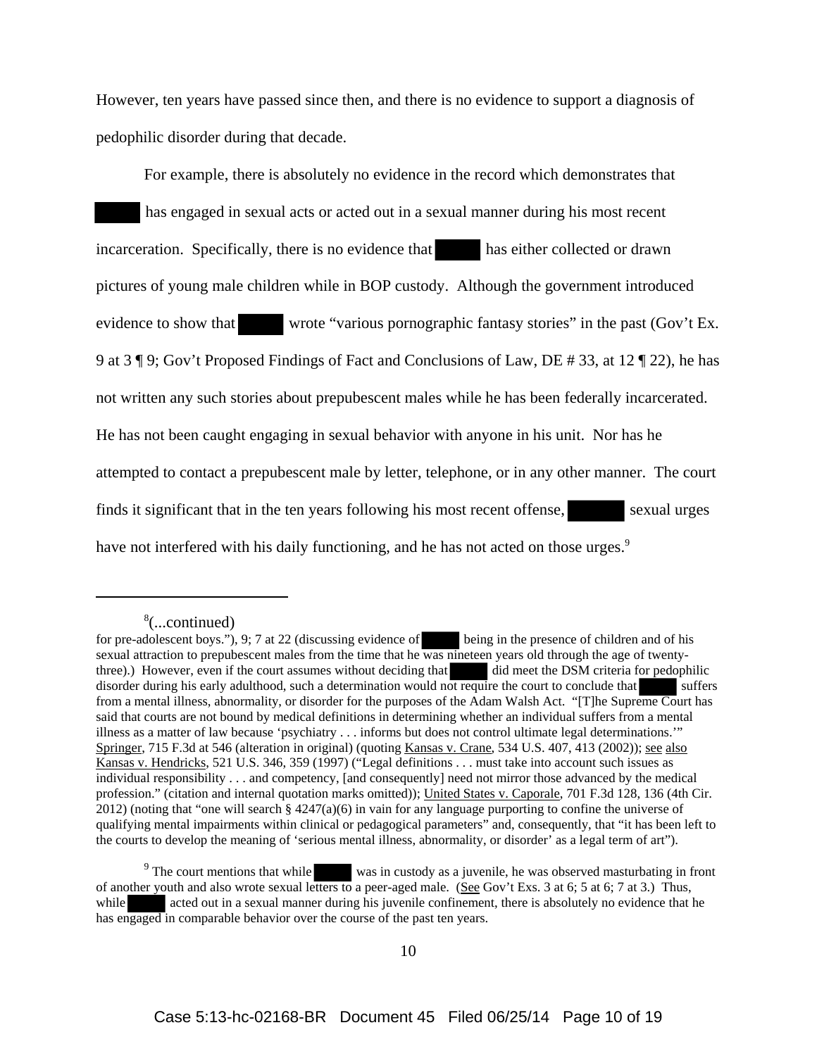However, ten years have passed since then, and there is no evidence to support a diagnosis of pedophilic disorder during that decade.

For example, there is absolutely no evidence in the record which demonstrates that ██████ has engaged in sexual acts or acted out in a sexual manner during his most recent incarceration. Specifically, there is no evidence that ██████ has either collected or drawn pictures of young male children while in BOP custody. Although the government introduced evidence to show that ██████ wrote "various pornographic fantasy stories" in the past (Gov't Ex. 9 at 3 ¶ 9; Gov't Proposed Findings of Fact and Conclusions of Law, DE # 33, at 12 ¶ 22), he has not written any such stories about prepubescent males while he has been federally incarcerated. He has not been caught engaging in sexual behavior with anyone in his unit. Nor has he attempted to contact a prepubescent male by letter, telephone, or in any other manner. The court finds it significant that in the ten years following his most recent offense, ██████ sexual urges have not interfered with his daily functioning, and he has not acted on those urges.[9]

---

[8](...continued)

for pre-adolescent boys."), 9; 7 at 22 (discussing evidence of ██████ being in the presence of children and of his sexual attraction to prepubescent males from the time that he was nineteen years old through the age of twenty-three).) However, even if the court assumes without deciding that ██████ did meet the DSM criteria for pedophilic disorder during his early adulthood, such a determination would not require the court to conclude that ██████ suffers from a mental illness, abnormality, or disorder for the purposes of the Adam Walsh Act. "[T]he Supreme Court has said that courts are not bound by medical definitions in determining whether an individual suffers from a mental illness as a matter of law because 'psychiatry . . . informs but does not control ultimate legal determinations.'" Springer, 715 F.3d at 546 (alteration in original) (quoting Kansas v. Crane, 534 U.S. 407, 413 (2002)); see also Kansas v. Hendricks, 521 U.S. 346, 359 (1997) ("Legal definitions . . . must take into account such issues as individual responsibility . . . and competency, [and consequently] need not mirror those advanced by the medical profession." (citation and internal quotation marks omitted)); United States v. Caporale, 701 F.3d 128, 136 (4th Cir. 2012) (noting that "one will search § 4247(a)(6) in vain for any language purporting to confine the universe of qualifying mental impairments within clinical or pedagogical parameters" and, consequently, that "it has been left to the courts to develop the meaning of 'serious mental illness, abnormality, or disorder' as a legal term of art").

[9] The court mentions that while ██████ was in custody as a juvenile, he was observed masturbating in front of another youth and also wrote sexual letters to a peer-aged male. (See Gov't Exs. 3 at 6; 5 at 6; 7 at 3.) Thus, while ██████ acted out in a sexual manner during his juvenile confinement, there is absolutely no evidence that he has engaged in comparable behavior over the course of the past ten years.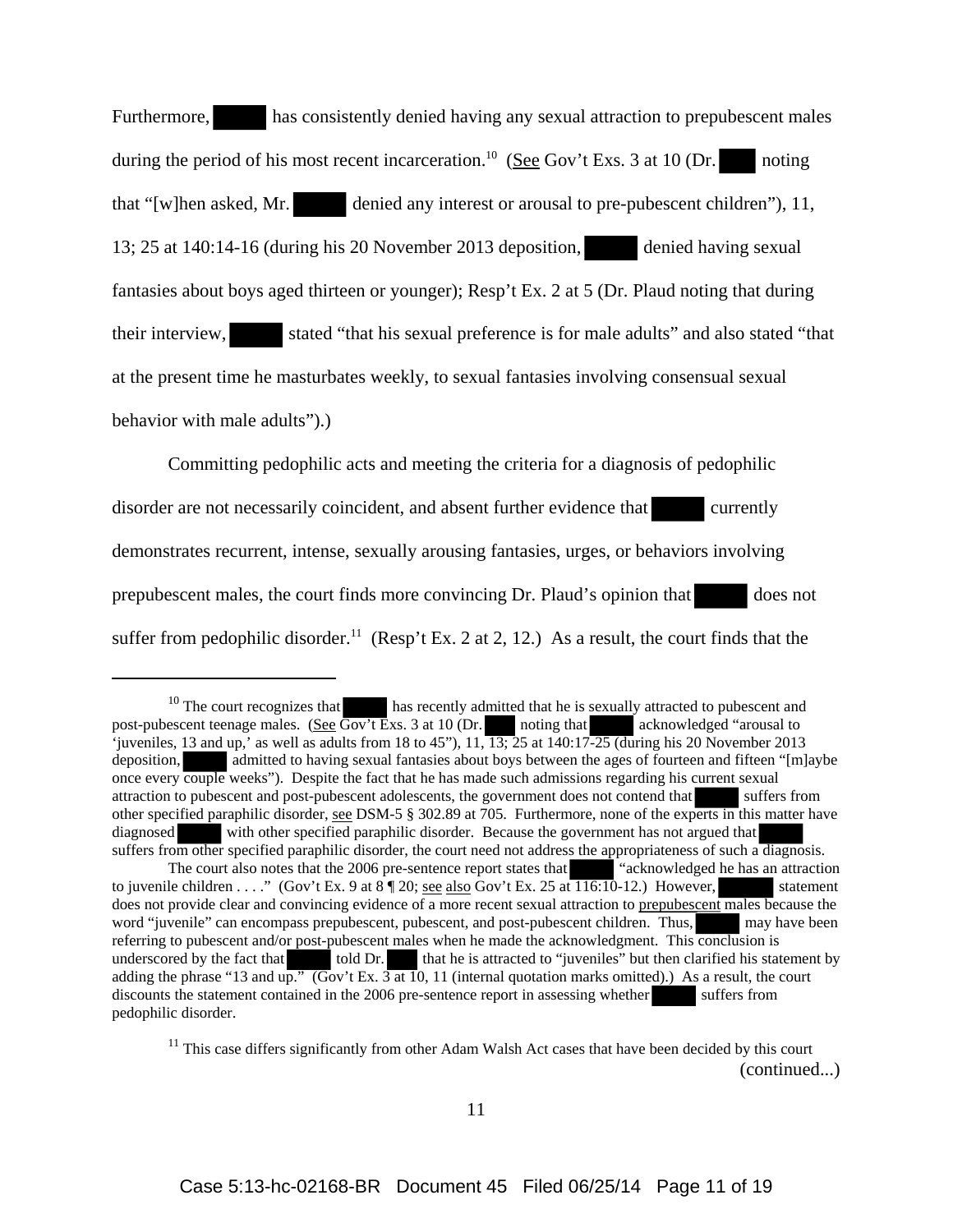Furthermore, ██████ has consistently denied having any sexual attraction to prepubescent males during the period of his most recent incarceration.[10] (See Gov't Exs. 3 at 10 (Dr. ████ noting that "[w]hen asked, Mr. ██████ denied any interest or arousal to pre-pubescent children"), 11, 13; 25 at 140:14-16 (during his 20 November 2013 deposition, ██████ denied having sexual fantasies about boys aged thirteen or younger); Resp't Ex. 2 at 5 (Dr. Plaud noting that during their interview, ██████ stated "that his sexual preference is for male adults" and also stated "that at the present time he masturbates weekly, to sexual fantasies involving consensual sexual behavior with male adults").)

Committing pedophilic acts and meeting the criteria for a diagnosis of pedophilic disorder are not necessarily coincident, and absent further evidence that ██████ currently demonstrates recurrent, intense, sexually arousing fantasies, urges, or behaviors involving prepubescent males, the court finds more convincing Dr. Plaud's opinion that ██████ does not suffer from pedophilic disorder.[11] (Resp't Ex. 2 at 2, 12.) As a result, the court finds that the

---

[10] The court recognizes that ██████ has recently admitted that he is sexually attracted to pubescent and post-pubescent teenage males. (See Gov't Exs. 3 at 10 (Dr. ████ noting that ██████ acknowledged "arousal to 'juveniles, 13 and up,' as well as adults from 18 to 45"), 11, 13; 25 at 140:17-25 (during his 20 November 2013 deposition, ██████ admitted to having sexual fantasies about boys between the ages of fourteen and fifteen "[m]aybe once every couple weeks"). Despite the fact that he has made such admissions regarding his current sexual attraction to pubescent and post-pubescent adolescents, the government does not contend that ██████ suffers from other specified paraphilic disorder, see DSM-5 § 302.89 at 705. Furthermore, none of the experts in this matter have diagnosed ██████ with other specified paraphilic disorder. Because the government has not argued that ██████ suffers from other specified paraphilic disorder, the court need not address the appropriateness of such a diagnosis.

The court also notes that the 2006 pre-sentence report states that ██████ "acknowledged he has an attraction to juvenile children . . . ." (Gov't Ex. 9 at 8 ¶ 20; see also Gov't Ex. 25 at 116:10-12.) However, ██████ statement does not provide clear and convincing evidence of a more recent sexual attraction to prepubescent males because the word "juvenile" can encompass prepubescent, pubescent, and post-pubescent children. Thus, ██████ may have been referring to pubescent and/or post-pubescent males when he made the acknowledgment. This conclusion is underscored by the fact that ██████ told Dr. ████ that he is attracted to "juveniles" but then clarified his statement by adding the phrase "13 and up." (Gov't Ex. 3 at 10, 11 (internal quotation marks omitted).) As a result, the court discounts the statement contained in the 2006 pre-sentence report in assessing whether ██████ suffers from pedophilic disorder.

[11] This case differs significantly from other Adam Walsh Act cases that have been decided by this court (continued...)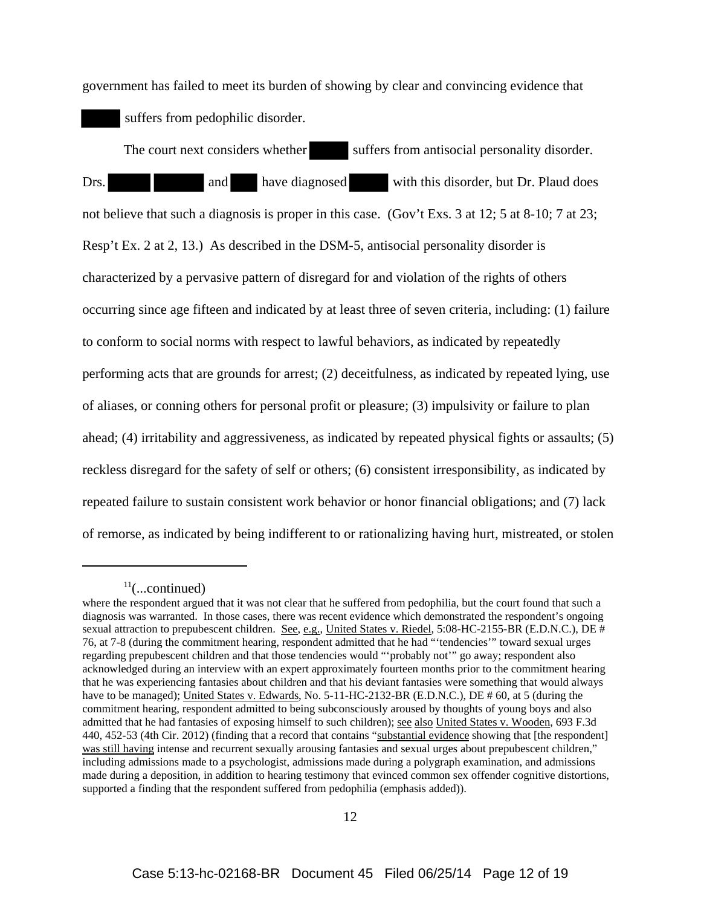government has failed to meet its burden of showing by clear and convincing evidence that ███ suffers from pedophilic disorder.

The court next considers whether ███ suffers from antisocial personality disorder. Drs. ███ ███ and ███ have diagnosed ███ with this disorder, but Dr. Plaud does not believe that such a diagnosis is proper in this case. (Gov't Exs. 3 at 12; 5 at 8-10; 7 at 23; Resp't Ex. 2 at 2, 13.) As described in the DSM-5, antisocial personality disorder is characterized by a pervasive pattern of disregard for and violation of the rights of others occurring since age fifteen and indicated by at least three of seven criteria, including: (1) failure to conform to social norms with respect to lawful behaviors, as indicated by repeatedly performing acts that are grounds for arrest; (2) deceitfulness, as indicated by repeated lying, use of aliases, or conning others for personal profit or pleasure; (3) impulsivity or failure to plan ahead; (4) irritability and aggressiveness, as indicated by repeated physical fights or assaults; (5) reckless disregard for the safety of self or others; (6) consistent irresponsibility, as indicated by repeated failure to sustain consistent work behavior or honor financial obligations; and (7) lack of remorse, as indicated by being indifferent to or rationalizing having hurt, mistreated, or stolen

---

[11](...continued)
where the respondent argued that it was not clear that he suffered from pedophilia, but the court found that such a diagnosis was warranted. In those cases, there was recent evidence which demonstrated the respondent's ongoing sexual attraction to prepubescent children. See, e.g., United States v. Riedel, 5:08-HC-2155-BR (E.D.N.C.), DE # 76, at 7-8 (during the commitment hearing, respondent admitted that he had "'tendencies'" toward sexual urges regarding prepubescent children and that those tendencies would "'probably not'" go away; respondent also acknowledged during an interview with an expert approximately fourteen months prior to the commitment hearing that he was experiencing fantasies about children and that his deviant fantasies were something that would always have to be managed); United States v. Edwards, No. 5-11-HC-2132-BR (E.D.N.C.), DE # 60, at 5 (during the commitment hearing, respondent admitted to being subconsciously aroused by thoughts of young boys and also admitted that he had fantasies of exposing himself to such children); see also United States v. Wooden, 693 F.3d 440, 452-53 (4th Cir. 2012) (finding that a record that contains "substantial evidence showing that [the respondent] was still having intense and recurrent sexually arousing fantasies and sexual urges about prepubescent children," including admissions made to a psychologist, admissions made during a polygraph examination, and admissions made during a deposition, in addition to hearing testimony that evinced common sex offender cognitive distortions, supported a finding that the respondent suffered from pedophilia (emphasis added)).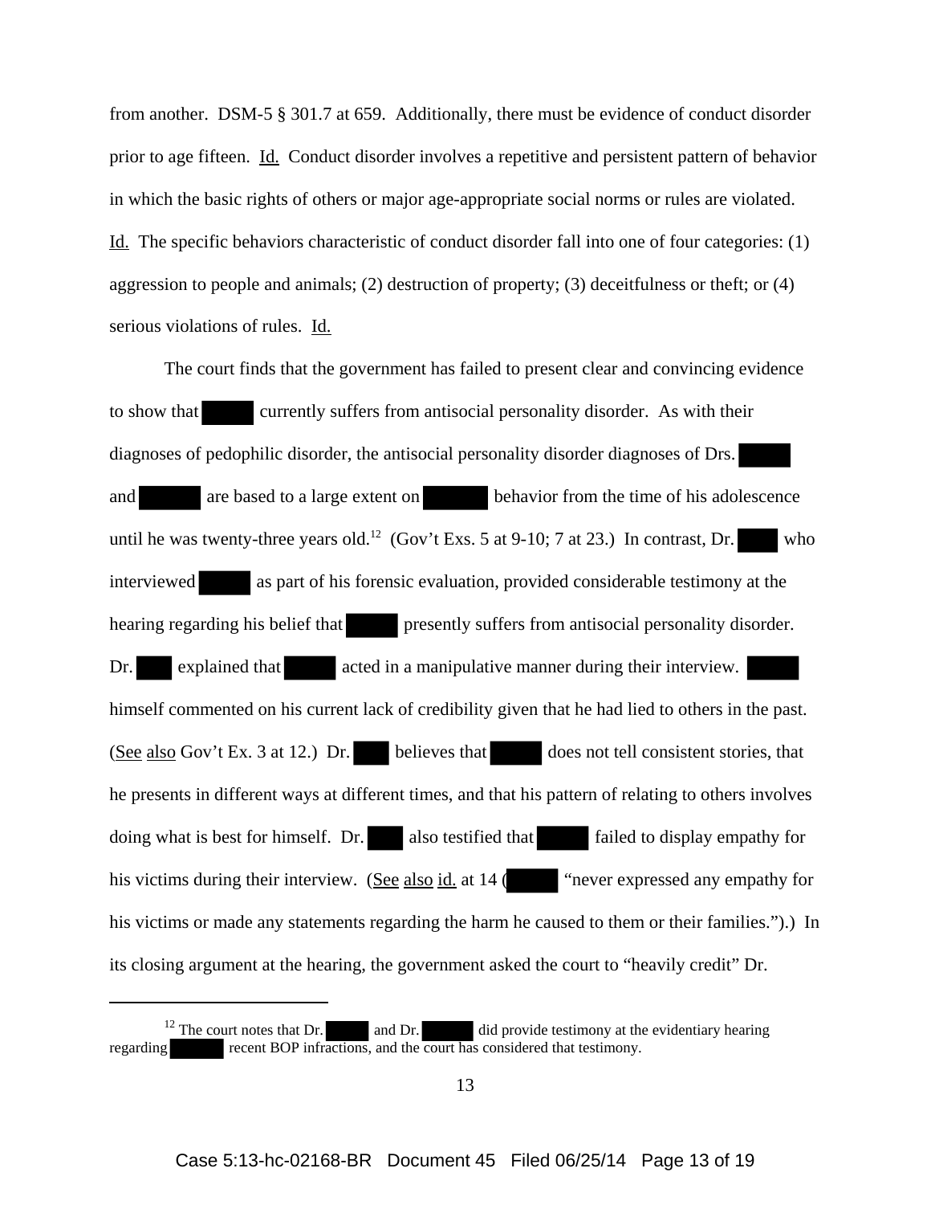from another. DSM-5 § 301.7 at 659. Additionally, there must be evidence of conduct disorder prior to age fifteen. Id. Conduct disorder involves a repetitive and persistent pattern of behavior in which the basic rights of others or major age-appropriate social norms or rules are violated. Id. The specific behaviors characteristic of conduct disorder fall into one of four categories: (1) aggression to people and animals; (2) destruction of property; (3) deceitfulness or theft; or (4) serious violations of rules. Id.

The court finds that the government has failed to present clear and convincing evidence to show that ██████ currently suffers from antisocial personality disorder. As with their diagnoses of pedophilic disorder, the antisocial personality disorder diagnoses of Drs. ██████ and ██████ are based to a large extent on ██████ behavior from the time of his adolescence until he was twenty-three years old.[12] (Gov't Exs. 5 at 9-10; 7 at 23.) In contrast, Dr. ██████ who interviewed ██████ as part of his forensic evaluation, provided considerable testimony at the hearing regarding his belief that ██████ presently suffers from antisocial personality disorder. Dr. ██████ explained that ██████ acted in a manipulative manner during their interview. ██████ himself commented on his current lack of credibility given that he had lied to others in the past. (See also Gov't Ex. 3 at 12.) Dr. ██████ believes that ██████ does not tell consistent stories, that he presents in different ways at different times, and that his pattern of relating to others involves doing what is best for himself. Dr. ██████ also testified that ██████ failed to display empathy for his victims during their interview. (See also id. at 14 (██████ "never expressed any empathy for his victims or made any statements regarding the harm he caused to them or their families.").) In its closing argument at the hearing, the government asked the court to "heavily credit" Dr.

---

[12] The court notes that Dr. ██████ and Dr. ██████ did provide testimony at the evidentiary hearing regarding ██████ recent BOP infractions, and the court has considered that testimony.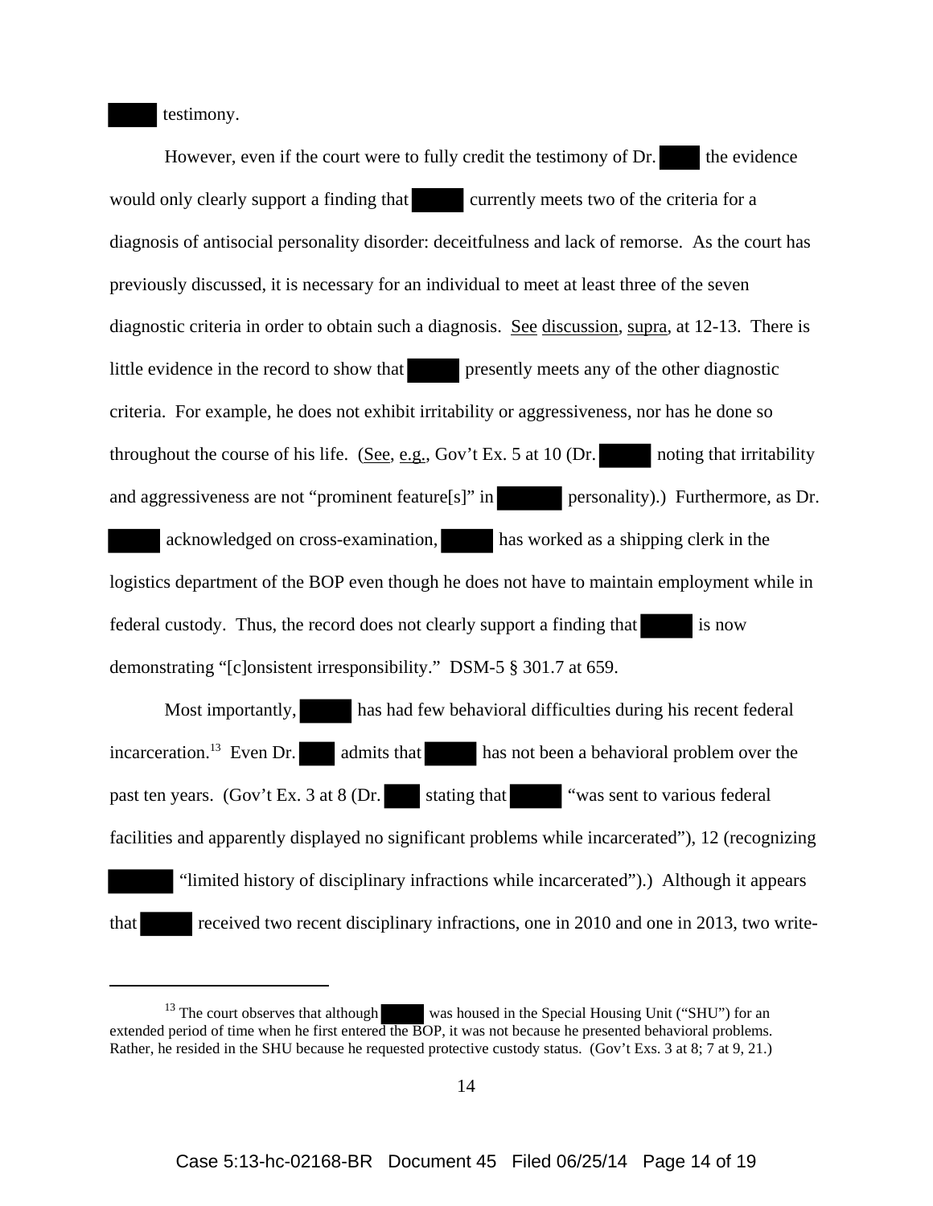testimony.

However, even if the court were to fully credit the testimony of Dr. the evidence would only clearly support a finding that currently meets two of the criteria for a diagnosis of antisocial personality disorder: deceitfulness and lack of remorse. As the court has previously discussed, it is necessary for an individual to meet at least three of the seven diagnostic criteria in order to obtain such a diagnosis. See discussion, supra, at 12-13. There is little evidence in the record to show that presently meets any of the other diagnostic criteria. For example, he does not exhibit irritability or aggressiveness, nor has he done so throughout the course of his life. (See, e.g., Gov't Ex. 5 at 10 (Dr. noting that irritability and aggressiveness are not "prominent feature[s]" in personality).) Furthermore, as Dr. acknowledged on cross-examination, has worked as a shipping clerk in the logistics department of the BOP even though he does not have to maintain employment while in federal custody. Thus, the record does not clearly support a finding that is now demonstrating "[c]onsistent irresponsibility." DSM-5 § 301.7 at 659.

Most importantly, has had few behavioral difficulties during his recent federal incarceration.[13] Even Dr. admits that has not been a behavioral problem over the past ten years. (Gov't Ex. 3 at 8 (Dr. stating that "was sent to various federal facilities and apparently displayed no significant problems while incarcerated"), 12 (recognizing "limited history of disciplinary infractions while incarcerated").) Although it appears that received two recent disciplinary infractions, one in 2010 and one in 2013, two write-

[13] The court observes that although was housed in the Special Housing Unit ("SHU") for an extended period of time when he first entered the BOP, it was not because he presented behavioral problems. Rather, he resided in the SHU because he requested protective custody status. (Gov't Exs. 3 at 8; 7 at 9, 21.)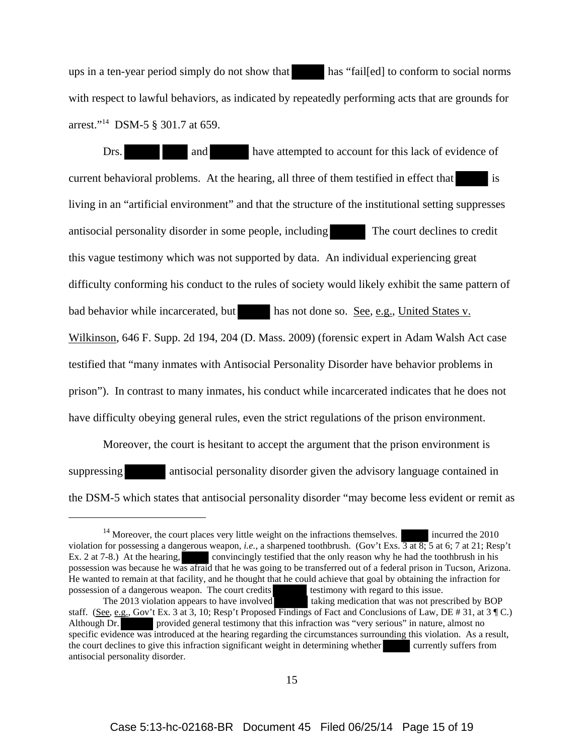ups in a ten-year period simply do not show that ██████ has "fail[ed] to conform to social norms with respect to lawful behaviors, as indicated by repeatedly performing acts that are grounds for arrest."[14] DSM-5 § 301.7 at 659.

Drs. ██████ ████ and ██████ have attempted to account for this lack of evidence of current behavioral problems. At the hearing, all three of them testified in effect that ██████ is living in an "artificial environment" and that the structure of the institutional setting suppresses antisocial personality disorder in some people, including ██████ The court declines to credit this vague testimony which was not supported by data. An individual experiencing great difficulty conforming his conduct to the rules of society would likely exhibit the same pattern of bad behavior while incarcerated, but ██████ has not done so. See, e.g., United States v. Wilkinson, 646 F. Supp. 2d 194, 204 (D. Mass. 2009) (forensic expert in Adam Walsh Act case testified that "many inmates with Antisocial Personality Disorder have behavior problems in prison"). In contrast to many inmates, his conduct while incarcerated indicates that he does not have difficulty obeying general rules, even the strict regulations of the prison environment.

Moreover, the court is hesitant to accept the argument that the prison environment is suppressing ██████ antisocial personality disorder given the advisory language contained in the DSM-5 which states that antisocial personality disorder "may become less evident or remit as

---

[14] Moreover, the court places very little weight on the infractions themselves. ██████ incurred the 2010 violation for possessing a dangerous weapon, *i.e.*, a sharpened toothbrush. (Gov't Exs. 3 at 8; 5 at 6; 7 at 21; Resp't Ex. 2 at 7-8.) At the hearing, ██████ convincingly testified that the only reason why he had the toothbrush in his possession was because he was afraid that he was going to be transferred out of a federal prison in Tucson, Arizona. He wanted to remain at that facility, and he thought that he could achieve that goal by obtaining the infraction for possession of a dangerous weapon. The court credits ██████ testimony with regard to this issue.

The 2013 violation appears to have involved ██████ taking medication that was not prescribed by BOP staff. (See, e.g., Gov't Ex. 3 at 3, 10; Resp't Proposed Findings of Fact and Conclusions of Law, DE # 31, at 3 ¶ C.) Although Dr. ██████ provided general testimony that this infraction was "very serious" in nature, almost no specific evidence was introduced at the hearing regarding the circumstances surrounding this violation. As a result, the court declines to give this infraction significant weight in determining whether ██████ currently suffers from antisocial personality disorder.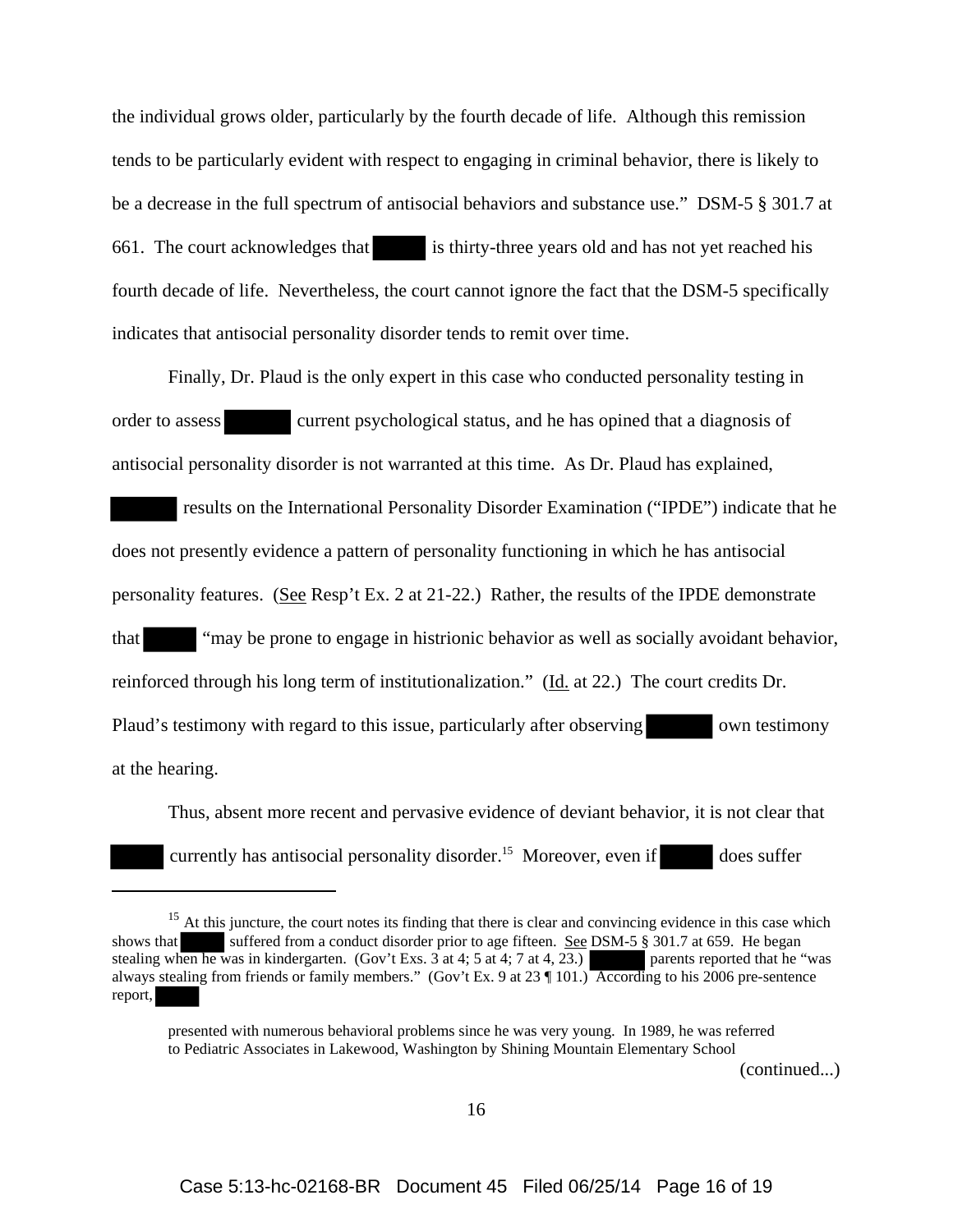the individual grows older, particularly by the fourth decade of life. Although this remission tends to be particularly evident with respect to engaging in criminal behavior, there is likely to be a decrease in the full spectrum of antisocial behaviors and substance use." DSM-5 § 301.7 at 661. The court acknowledges that ██████ is thirty-three years old and has not yet reached his fourth decade of life. Nevertheless, the court cannot ignore the fact that the DSM-5 specifically indicates that antisocial personality disorder tends to remit over time.

Finally, Dr. Plaud is the only expert in this case who conducted personality testing in order to assess ██████ current psychological status, and he has opined that a diagnosis of antisocial personality disorder is not warranted at this time. As Dr. Plaud has explained, ██████ results on the International Personality Disorder Examination ("IPDE") indicate that he does not presently evidence a pattern of personality functioning in which he has antisocial personality features. (See Resp't Ex. 2 at 21-22.) Rather, the results of the IPDE demonstrate that ██████ "may be prone to engage in histrionic behavior as well as socially avoidant behavior, reinforced through his long term of institutionalization." (Id. at 22.) The court credits Dr. Plaud's testimony with regard to this issue, particularly after observing ██████ own testimony at the hearing.

Thus, absent more recent and pervasive evidence of deviant behavior, it is not clear that ██████ currently has antisocial personality disorder.[15] Moreover, even if ██████ does suffer

---

[15] At this juncture, the court notes its finding that there is clear and convincing evidence in this case which shows that ██████ suffered from a conduct disorder prior to age fifteen. See DSM-5 § 301.7 at 659. He began stealing when he was in kindergarten. (Gov't Exs. 3 at 4; 5 at 4; 7 at 4, 23.) ██████ parents reported that he "was always stealing from friends or family members." (Gov't Ex. 9 at 23 ¶ 101.) According to his 2006 pre-sentence report, ██████

> presented with numerous behavioral problems since he was very young. In 1989, he was referred to Pediatric Associates in Lakewood, Washington by Shining Mountain Elementary School

(continued...)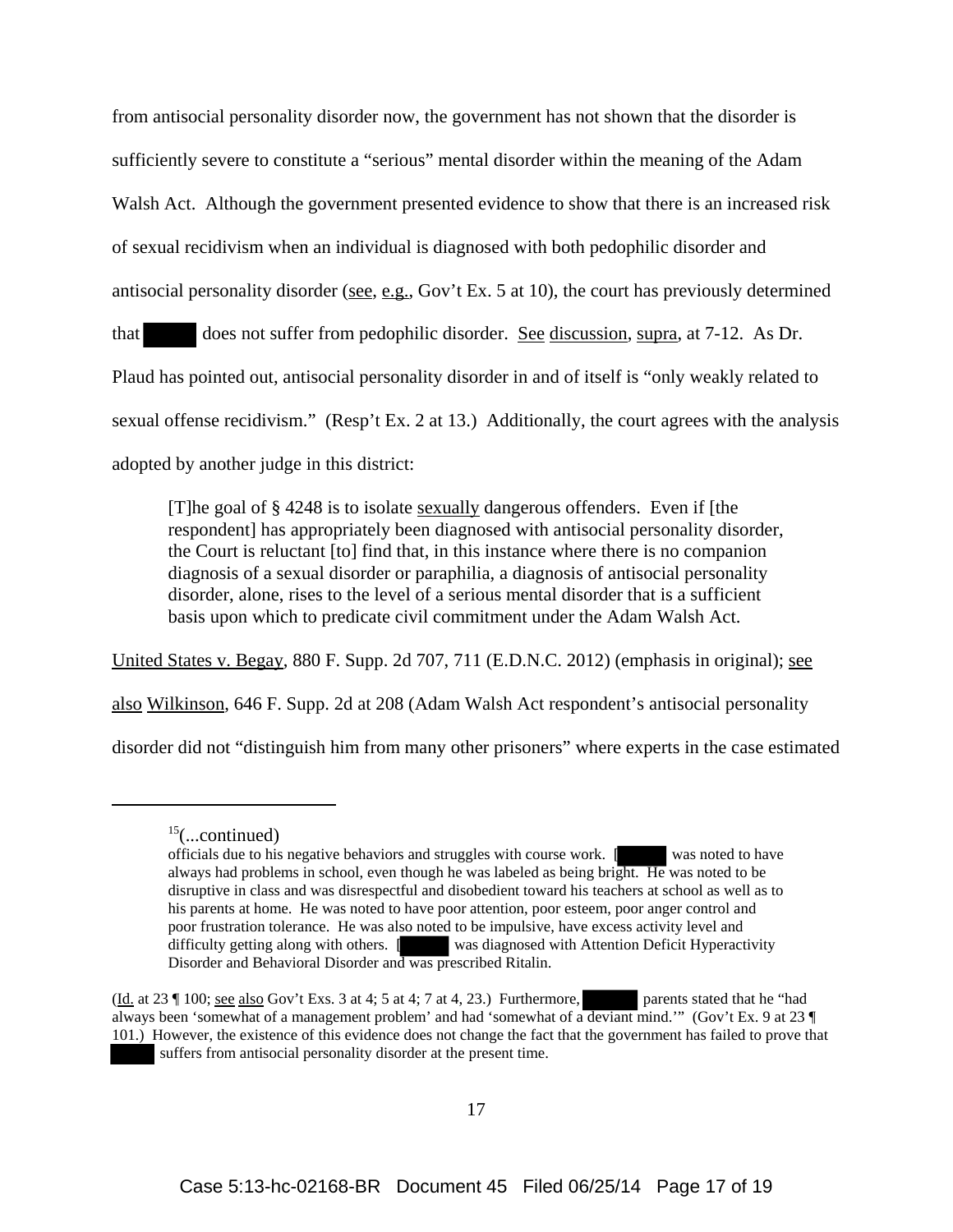from antisocial personality disorder now, the government has not shown that the disorder is sufficiently severe to constitute a "serious" mental disorder within the meaning of the Adam Walsh Act. Although the government presented evidence to show that there is an increased risk of sexual recidivism when an individual is diagnosed with both pedophilic disorder and antisocial personality disorder (see, e.g., Gov't Ex. 5 at 10), the court has previously determined that ██████ does not suffer from pedophilic disorder. See discussion, supra, at 7-12. As Dr. Plaud has pointed out, antisocial personality disorder in and of itself is "only weakly related to sexual offense recidivism." (Resp't Ex. 2 at 13.) Additionally, the court agrees with the analysis adopted by another judge in this district:

> [T]he goal of § 4248 is to isolate sexually dangerous offenders. Even if [the respondent] has appropriately been diagnosed with antisocial personality disorder, the Court is reluctant [to] find that, in this instance where there is no companion diagnosis of a sexual disorder or paraphilia, a diagnosis of antisocial personality disorder, alone, rises to the level of a serious mental disorder that is a sufficient basis upon which to predicate civil commitment under the Adam Walsh Act.

United States v. Begay, 880 F. Supp. 2d 707, 711 (E.D.N.C. 2012) (emphasis in original); see also Wilkinson, 646 F. Supp. 2d at 208 (Adam Walsh Act respondent's antisocial personality disorder did not "distinguish him from many other prisoners" where experts in the case estimated

---

[15](...continued)

> officials due to his negative behaviors and struggles with course work. [██████ was noted to have always had problems in school, even though he was labeled as being bright. He was noted to be disruptive in class and was disrespectful and disobedient toward his teachers at school as well as to his parents at home. He was noted to have poor attention, poor esteem, poor anger control and poor frustration tolerance. He was also noted to be impulsive, have excess activity level and difficulty getting along with others. [██████ was diagnosed with Attention Deficit Hyperactivity Disorder and Behavioral Disorder and was prescribed Ritalin.

(Id. at 23 ¶ 100; see also Gov't Exs. 3 at 4; 5 at 4; 7 at 4, 23.) Furthermore, ██████ parents stated that he "had always been 'somewhat of a management problem' and had 'somewhat of a deviant mind.'" (Gov't Ex. 9 at 23 ¶ 101.) However, the existence of this evidence does not change the fact that the government has failed to prove that ██████ suffers from antisocial personality disorder at the present time.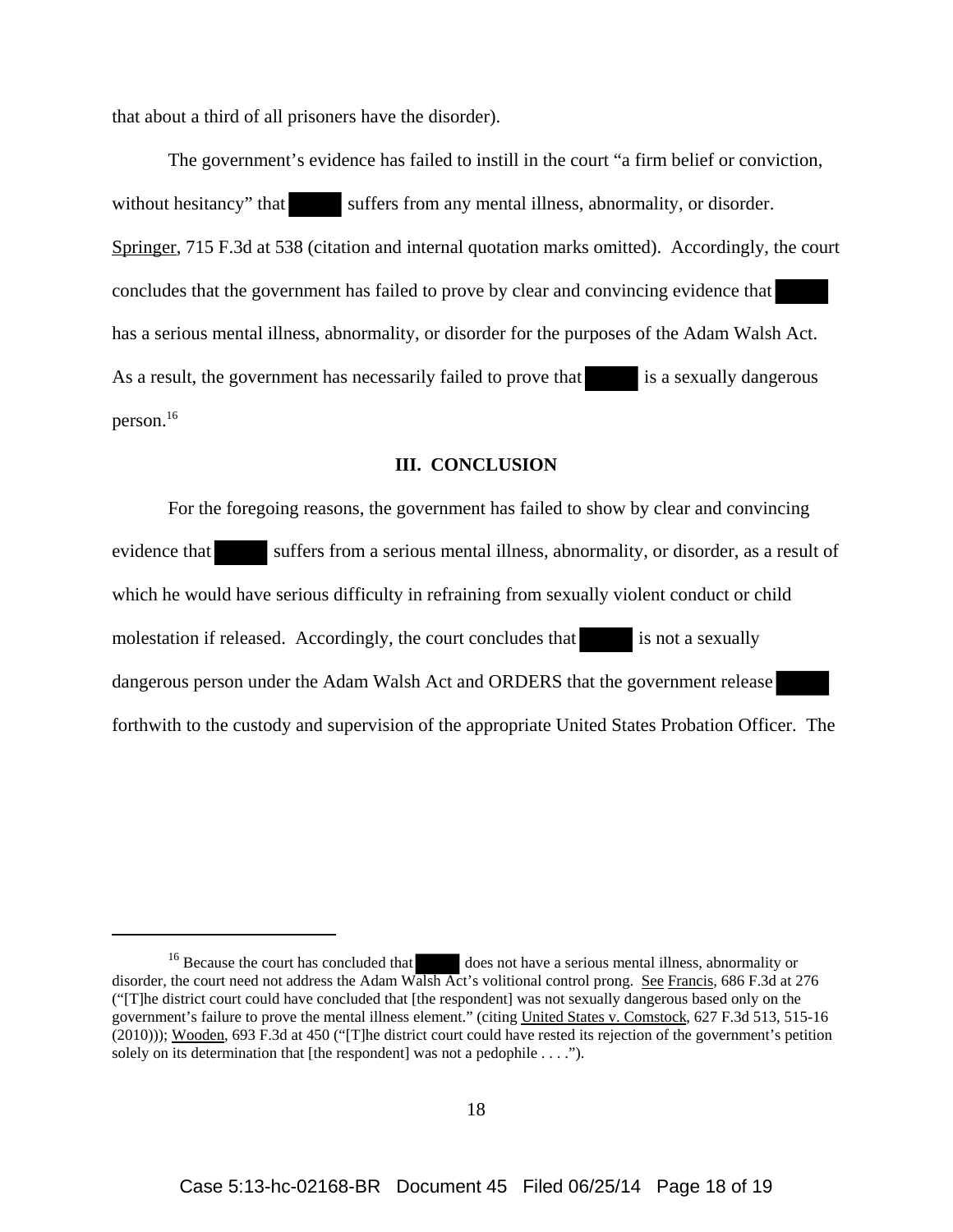that about a third of all prisoners have the disorder).

The government's evidence has failed to instill in the court "a firm belief or conviction, without hesitancy" that ██████ suffers from any mental illness, abnormality, or disorder. Springer, 715 F.3d at 538 (citation and internal quotation marks omitted). Accordingly, the court concludes that the government has failed to prove by clear and convincing evidence that ██████ has a serious mental illness, abnormality, or disorder for the purposes of the Adam Walsh Act. As a result, the government has necessarily failed to prove that ██████ is a sexually dangerous person.[16]

### III. CONCLUSION

For the foregoing reasons, the government has failed to show by clear and convincing evidence that ██████ suffers from a serious mental illness, abnormality, or disorder, as a result of which he would have serious difficulty in refraining from sexually violent conduct or child molestation if released. Accordingly, the court concludes that ██████ is not a sexually dangerous person under the Adam Walsh Act and ORDERS that the government release ██████ forthwith to the custody and supervision of the appropriate United States Probation Officer. The

---

[16] Because the court has concluded that ██████ does not have a serious mental illness, abnormality or disorder, the court need not address the Adam Walsh Act's volitional control prong. See Francis, 686 F.3d at 276 ("[T]he district court could have concluded that [the respondent] was not sexually dangerous based only on the government's failure to prove the mental illness element." (citing United States v. Comstock, 627 F.3d 513, 515-16 (2010))); Wooden, 693 F.3d at 450 ("[T]he district court could have rested its rejection of the government's petition solely on its determination that [the respondent] was not a pedophile . . . .").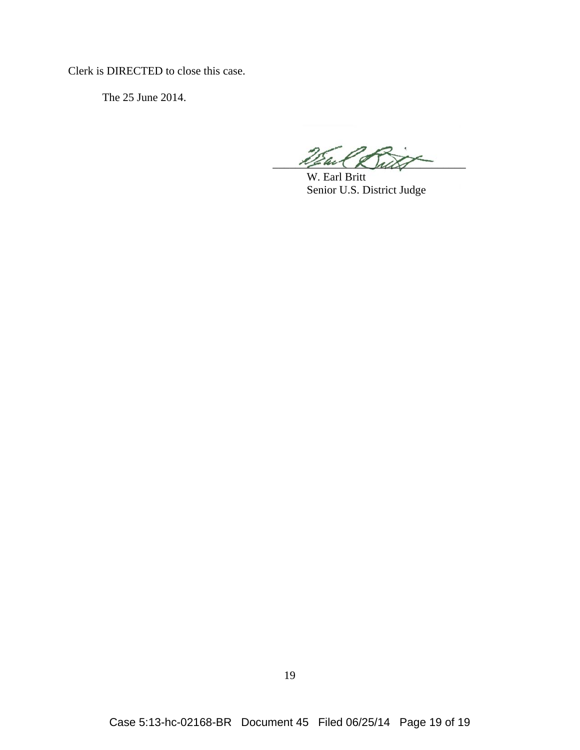Clerk is DIRECTED to close this case.

The 25 June 2014.

W. Earl Britt
Senior U.S. District Judge